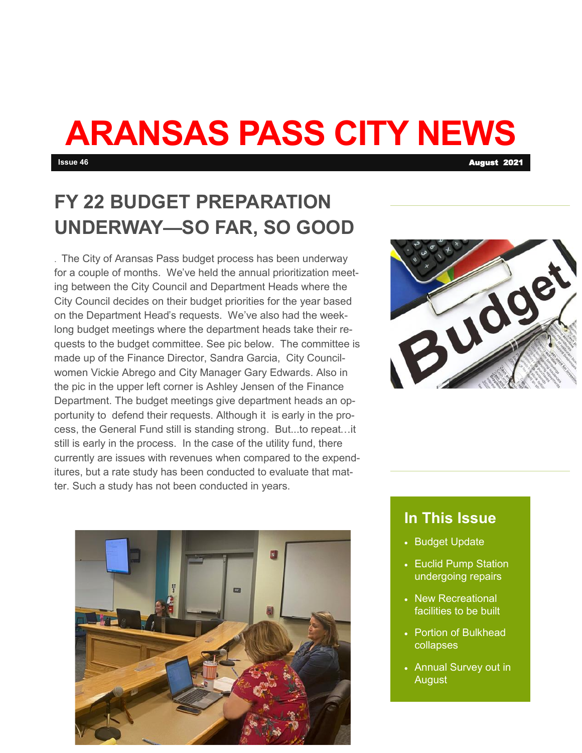# ARANSAS PASS CITY NEWS

**Issue 46** **August 2021**

## FY 22 BUDGET PREPARATION UNDERWAY—SO FAR, SO GOOD

. The City of Aransas Pass budget process has been underway for a couple of months. We've held the annual prioritization meeting between the City Council and Department Heads where the City Council decides on their budget priorities for the year based on the Department Head's requests. We've also had the week-long budget meetings where the department heads take their requests to the budget committee. See pic below. The committee is made up of the Finance Director, Sandra Garcia, City Councilwomen Vickie Abrego and City Manager Gary Edwards. Also in the pic in the upper left corner is Ashley Jensen of the Finance Department. The budget meetings give department heads an opportunity to defend their requests. Although it is early in the process, the General Fund still is standing strong. But...to repeat…it still is early in the process. In the case of the utility fund, there currently are issues with revenues when compared to the expenditures, but a rate study has been conducted to evaluate that matter. Such a study has not been conducted in years.

### In This Issue

- Budget Update
- Euclid Pump Station undergoing repairs
- New Recreational facilities to be built
- Portion of Bulkhead collapses
- Annual Survey out in August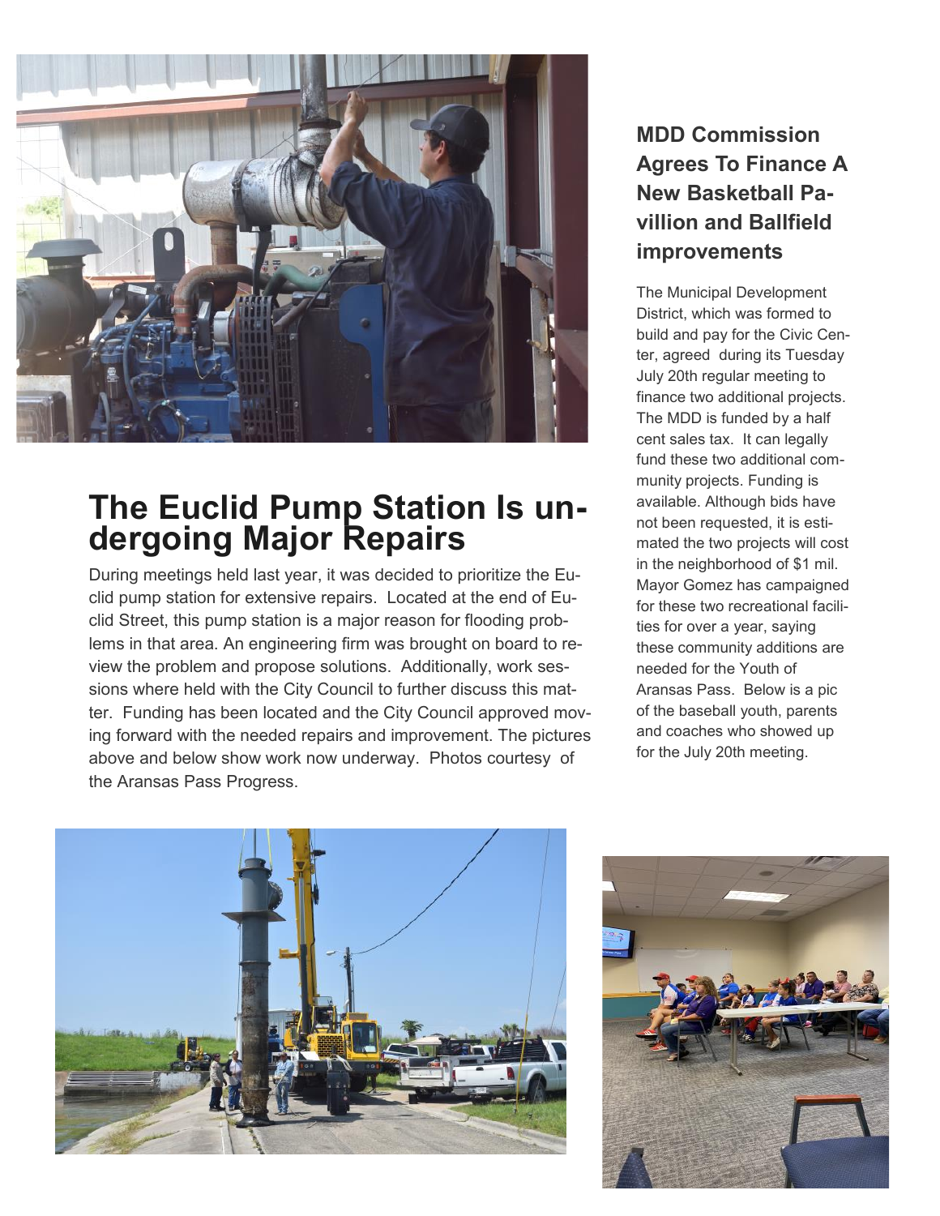# The Euclid Pump Station Is undergoing Major Repairs

During meetings held last year, it was decided to prioritize the Euclid pump station for extensive repairs. Located at the end of Euclid Street, this pump station is a major reason for flooding problems in that area. An engineering firm was brought on board to review the problem and propose solutions. Additionally, work sessions where held with the City Council to further discuss this matter. Funding has been located and the City Council approved moving forward with the needed repairs and improvement. The pictures above and below show work now underway. Photos courtesy of the Aransas Pass Progress.

## MDD Commission Agrees To Finance A New Basketball Pavillion and Ballfield improvements

The Municipal Development District, which was formed to build and pay for the Civic Center, agreed during its Tuesday July 20th regular meeting to finance two additional projects. The MDD is funded by a half cent sales tax. It can legally fund these two additional community projects. Funding is available. Although bids have not been requested, it is estimated the two projects will cost in the neighborhood of $1 mil. Mayor Gomez has campaigned for these two recreational facilities for over a year, saying these community additions are needed for the Youth of Aransas Pass. Below is a pic of the baseball youth, parents and coaches who showed up for the July 20th meeting.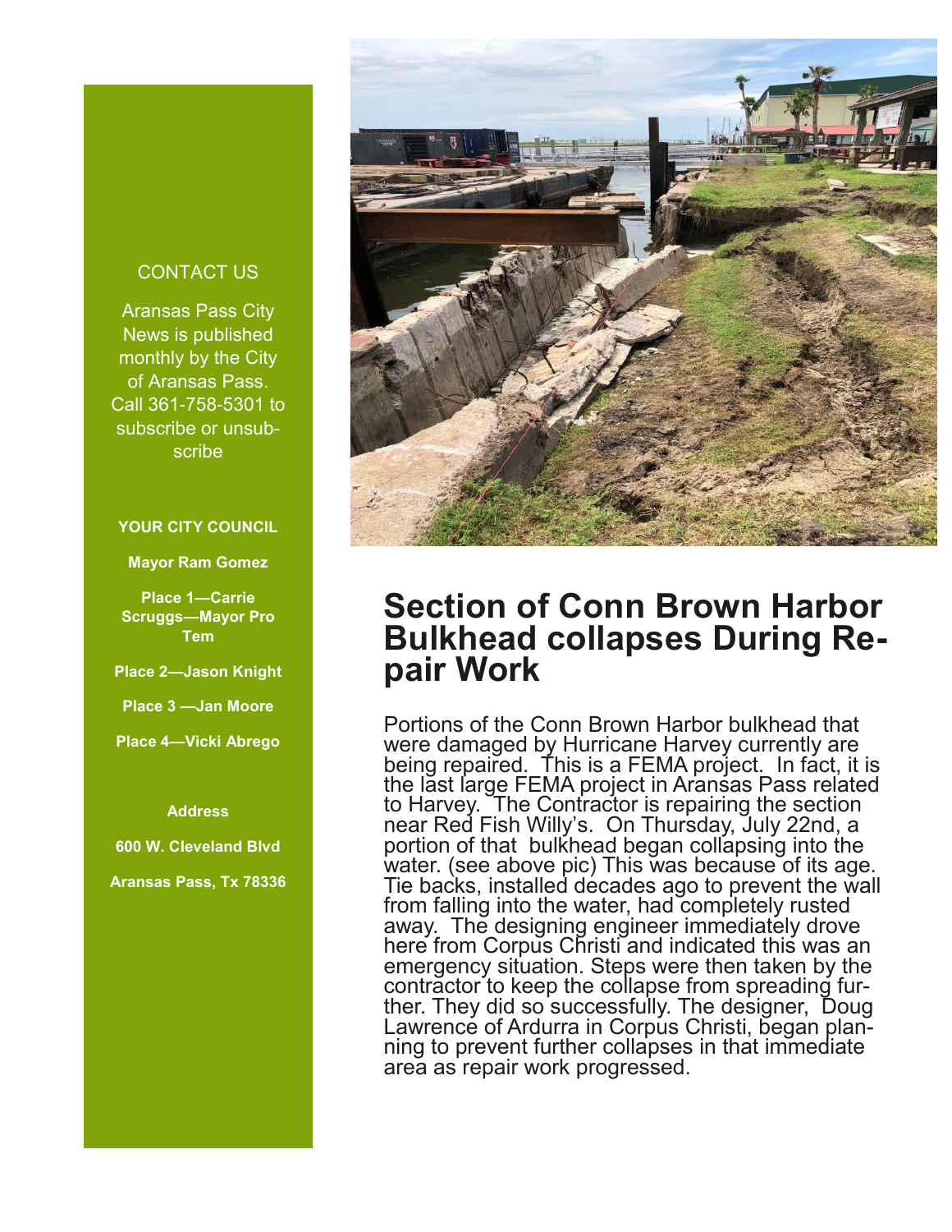CONTACT US

Aransas Pass City News is published monthly by the City of Aransas Pass. Call 361-758-5301 to subscribe or unsubscribe

**YOUR CITY COUNCIL**

**Mayor Ram Gomez**

**Place 1—Carrie Scruggs—Mayor Pro Tem**

**Place 2—Jason Knight**

**Place 3 —Jan Moore**

**Place 4—Vicki Abrego**

**Address**

**600 W. Cleveland Blvd**

**Aransas Pass, Tx 78336**

# Section of Conn Brown Harbor Bulkhead collapses During Repair Work

Portions of the Conn Brown Harbor bulkhead that were damaged by Hurricane Harvey currently are being repaired. This is a FEMA project. In fact, it is the last large FEMA project in Aransas Pass related to Harvey. The Contractor is repairing the section near Red Fish Willy's. On Thursday, July 22nd, a portion of that bulkhead began collapsing into the water. (see above pic) This was because of its age. Tie backs, installed decades ago to prevent the wall from falling into the water, had completely rusted away. The designing engineer immediately drove here from Corpus Christi and indicated this was an emergency situation. Steps were then taken by the contractor to keep the collapse from spreading further. They did so successfully. The designer, Doug Lawrence of Ardurra in Corpus Christi, began planning to prevent further collapses in that immediate area as repair work progressed.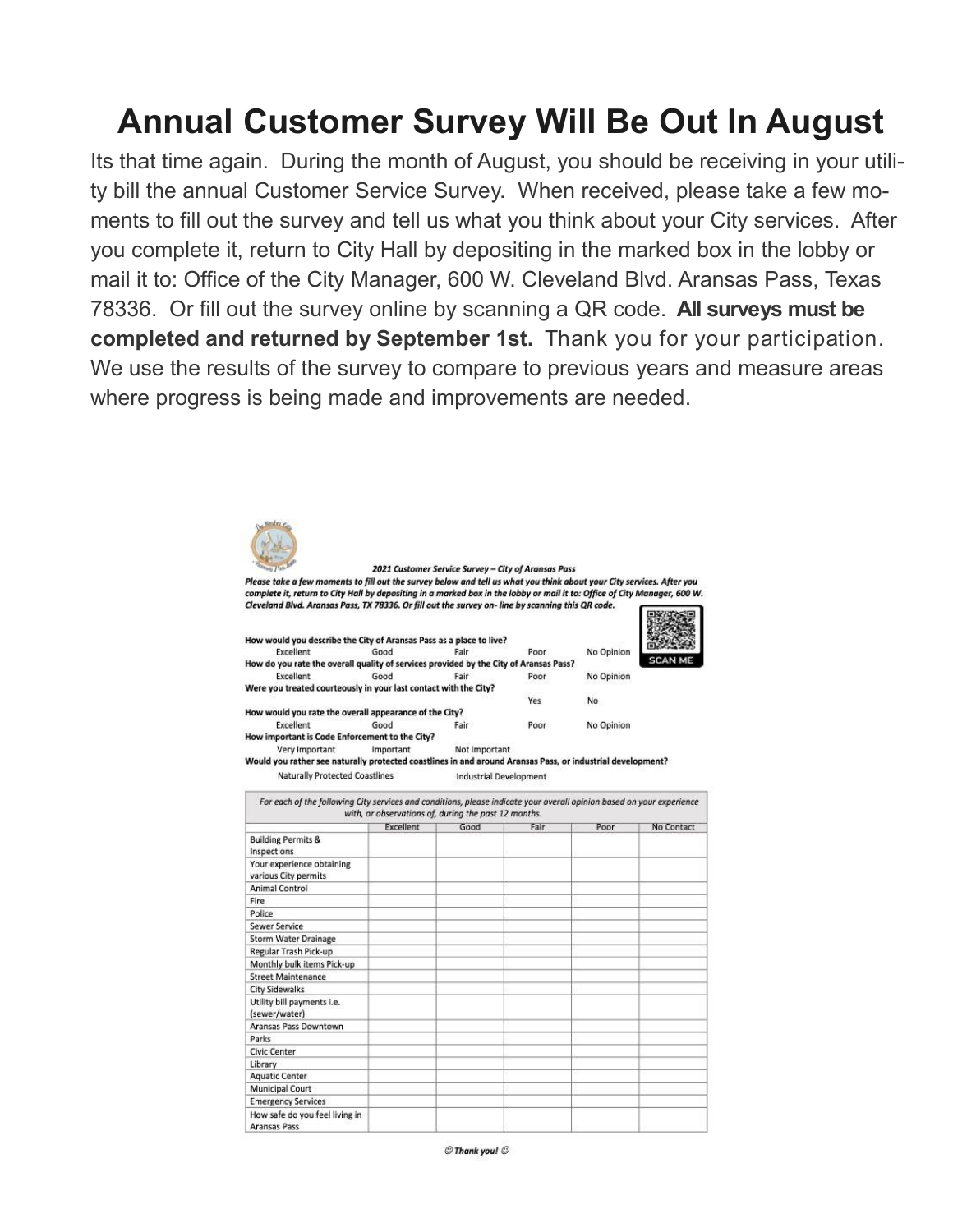# Annual Customer Survey Will Be Out In August

Its that time again. During the month of August, you should be receiving in your utility bill the annual Customer Service Survey. When received, please take a few moments to fill out the survey and tell us what you think about your City services. After you complete it, return to City Hall by depositing in the marked box in the lobby or mail it to: Office of the City Manager, 600 W. Cleveland Blvd. Aransas Pass, Texas 78336. Or fill out the survey online by scanning a QR code. **All surveys must be completed and returned by September 1st.** Thank you for your participation. We use the results of the survey to compare to previous years and measure areas where progress is being made and improvements are needed.

***2021 Customer Service Survey – City of Aransas Pass***

***Please take a few moments to fill out the survey below and tell us what you think about your City services. After you complete it, return to City Hall by depositing in a marked box in the lobby or mail it to: Office of City Manager, 600 W. Cleveland Blvd. Aransas Pass, TX 78336. Or fill out the survey on- line by scanning this QR code.***

SCAN ME

**How would you describe the City of Aransas Pass as a place to live?**

Excellent Good Fair Poor No Opinion

**How do you rate the overall quality of services provided by the City of Aransas Pass?**

Excellent Good Fair Poor No Opinion

**Were you treated courteously in your last contact with the City?**

Yes No

**How would you rate the overall appearance of the City?**

Excellent Good Fair Poor No Opinion

**How important is Code Enforcement to the City?**

Very Important Important Not Important

**Would you rather see naturally protected coastlines in and around Aransas Pass, or industrial development?**

Naturally Protected Coastlines Industrial Development

*For each of the following City services and conditions, please indicate your overall opinion based on your experience with, or observations of, during the past 12 months.*

| | Excellent | Good | Fair | Poor | No Contact |
|---|---|---|---|---|---|
| Building Permits & Inspections | | | | | |
| Your experience obtaining various City permits | | | | | |
| Animal Control | | | | | |
| Fire | | | | | |
| Police | | | | | |
| Sewer Service | | | | | |
| Storm Water Drainage | | | | | |
| Regular Trash Pick-up | | | | | |
| Monthly bulk items Pick-up | | | | | |
| Street Maintenance | | | | | |
| City Sidewalks | | | | | |
| Utility bill payments i.e. (sewer/water) | | | | | |
| Aransas Pass Downtown | | | | | |
| Parks | | | | | |
| Civic Center | | | | | |
| Library | | | | | |
| Aquatic Center | | | | | |
| Municipal Court | | | | | |
| Emergency Services | | | | | |
| How safe do you feel living in Aransas Pass | | | | | |

***☺ Thank you! ☺***